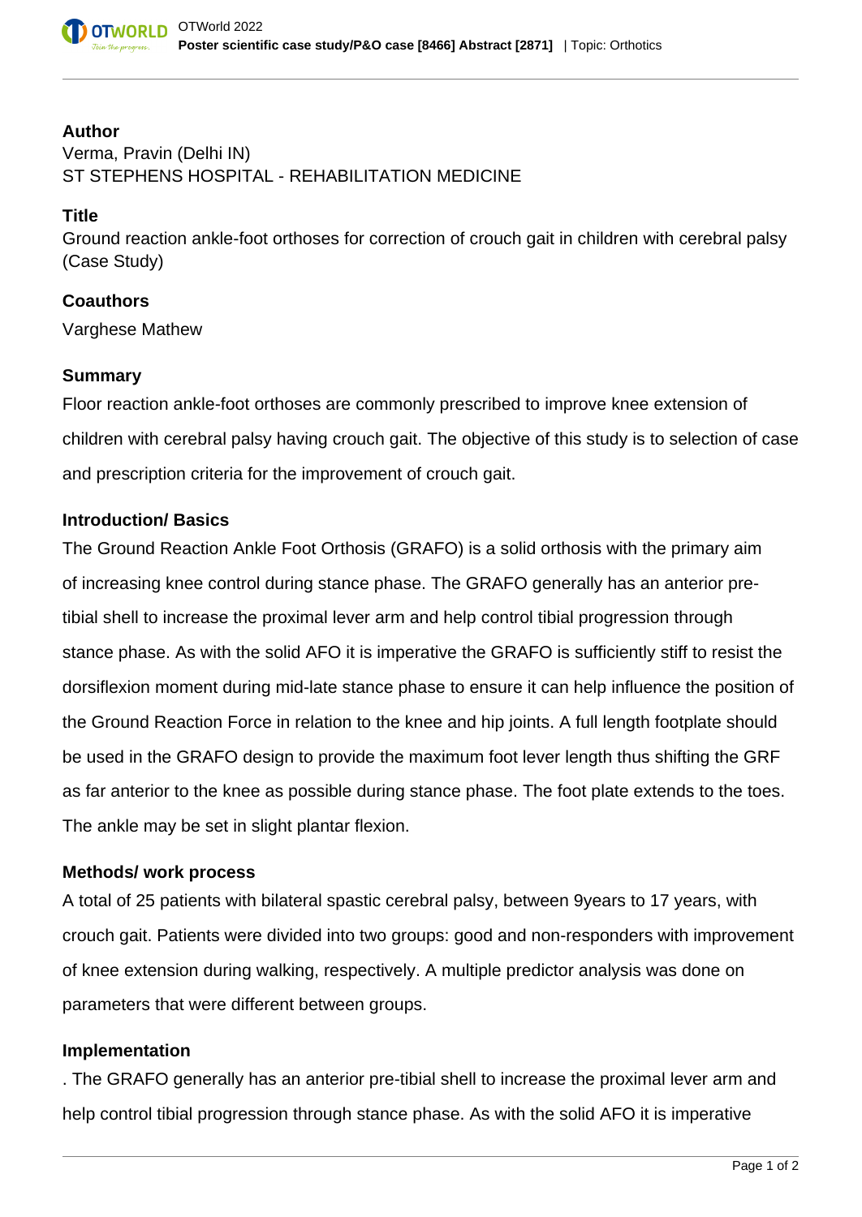## Author

Verma, Pravin (Delhi IN)
ST STEPHENS HOSPITAL - REHABILITATION MEDICINE

## Title

Ground reaction ankle-foot orthoses for correction of crouch gait in children with cerebral palsy (Case Study)

## Coauthors

Varghese Mathew

## Summary

Floor reaction ankle-foot orthoses are commonly prescribed to improve knee extension of children with cerebral palsy having crouch gait. The objective of this study is to selection of case and prescription criteria for the improvement of crouch gait.

## Introduction/ Basics

The Ground Reaction Ankle Foot Orthosis (GRAFO) is a solid orthosis with the primary aim of increasing knee control during stance phase. The GRAFO generally has an anterior pre-tibial shell to increase the proximal lever arm and help control tibial progression through stance phase. As with the solid AFO it is imperative the GRAFO is sufficiently stiff to resist the dorsiflexion moment during mid-late stance phase to ensure it can help influence the position of the Ground Reaction Force in relation to the knee and hip joints. A full length footplate should be used in the GRAFO design to provide the maximum foot lever length thus shifting the GRF as far anterior to the knee as possible during stance phase. The foot plate extends to the toes. The ankle may be set in slight plantar flexion.

## Methods/ work process

A total of 25 patients with bilateral spastic cerebral palsy, between 9years to 17 years, with crouch gait. Patients were divided into two groups: good and non-responders with improvement of knee extension during walking, respectively. A multiple predictor analysis was done on parameters that were different between groups.

## Implementation

. The GRAFO generally has an anterior pre-tibial shell to increase the proximal lever arm and help control tibial progression through stance phase. As with the solid AFO it is imperative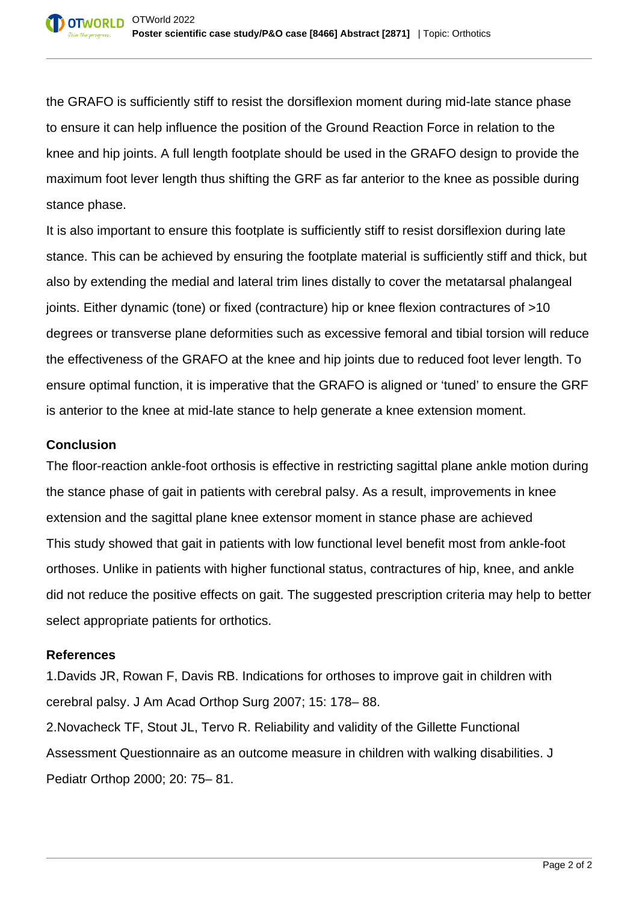the GRAFO is sufficiently stiff to resist the dorsiflexion moment during mid-late stance phase to ensure it can help influence the position of the Ground Reaction Force in relation to the knee and hip joints. A full length footplate should be used in the GRAFO design to provide the maximum foot lever length thus shifting the GRF as far anterior to the knee as possible during stance phase.

It is also important to ensure this footplate is sufficiently stiff to resist dorsiflexion during late stance. This can be achieved by ensuring the footplate material is sufficiently stiff and thick, but also by extending the medial and lateral trim lines distally to cover the metatarsal phalangeal joints. Either dynamic (tone) or fixed (contracture) hip or knee flexion contractures of >10 degrees or transverse plane deformities such as excessive femoral and tibial torsion will reduce the effectiveness of the GRAFO at the knee and hip joints due to reduced foot lever length. To ensure optimal function, it is imperative that the GRAFO is aligned or 'tuned' to ensure the GRF is anterior to the knee at mid-late stance to help generate a knee extension moment.

**Conclusion**

The floor-reaction ankle-foot orthosis is effective in restricting sagittal plane ankle motion during the stance phase of gait in patients with cerebral palsy. As a result, improvements in knee extension and the sagittal plane knee extensor moment in stance phase are achieved

This study showed that gait in patients with low functional level benefit most from ankle-foot orthoses. Unlike in patients with higher functional status, contractures of hip, knee, and ankle did not reduce the positive effects on gait. The suggested prescription criteria may help to better select appropriate patients for orthotics.

**References**

1.Davids JR, Rowan F, Davis RB. Indications for orthoses to improve gait in children with cerebral palsy. J Am Acad Orthop Surg 2007; 15: 178– 88.

2.Novacheck TF, Stout JL, Tervo R. Reliability and validity of the Gillette Functional Assessment Questionnaire as an outcome measure in children with walking disabilities. J Pediatr Orthop 2000; 20: 75– 81.